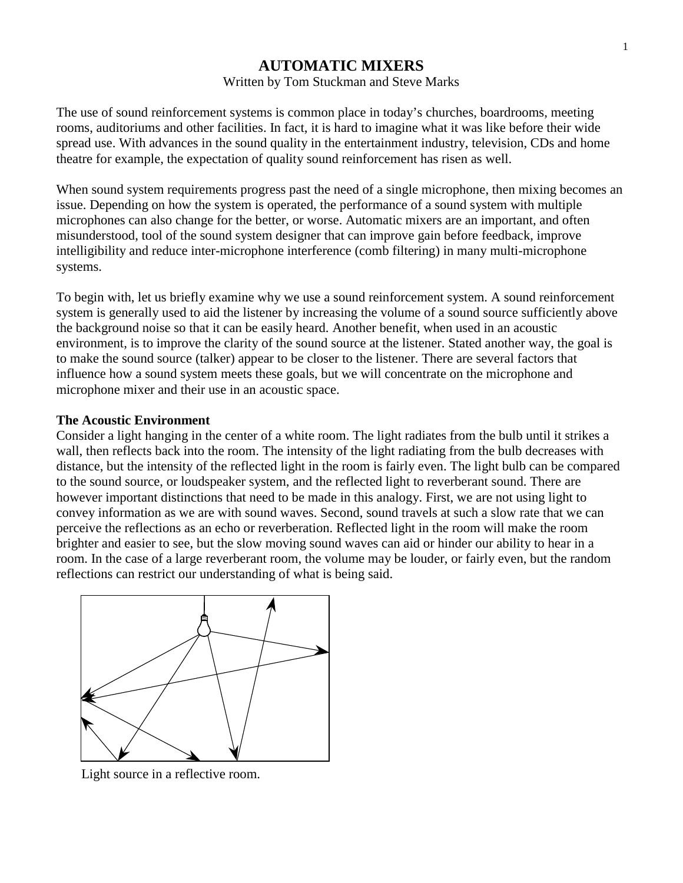# AUTOMATIC MIXERS

Written by Tom Stuckman and Steve Marks

The use of sound reinforcement systems is common place in today's churches, boardrooms, meeting rooms, auditoriums and other facilities. In fact, it is hard to imagine what it was like before their wide spread use. With advances in the sound quality in the entertainment industry, television, CDs and home theatre for example, the expectation of quality sound reinforcement has risen as well.

When sound system requirements progress past the need of a single microphone, then mixing becomes an issue. Depending on how the system is operated, the performance of a sound system with multiple microphones can also change for the better, or worse. Automatic mixers are an important, and often misunderstood, tool of the sound system designer that can improve gain before feedback, improve intelligibility and reduce inter-microphone interference (comb filtering) in many multi-microphone systems.

To begin with, let us briefly examine why we use a sound reinforcement system. A sound reinforcement system is generally used to aid the listener by increasing the volume of a sound source sufficiently above the background noise so that it can be easily heard. Another benefit, when used in an acoustic environment, is to improve the clarity of the sound source at the listener. Stated another way, the goal is to make the sound source (talker) appear to be closer to the listener. There are several factors that influence how a sound system meets these goals, but we will concentrate on the microphone and microphone mixer and their use in an acoustic space.

**The Acoustic Environment**

Consider a light hanging in the center of a white room. The light radiates from the bulb until it strikes a wall, then reflects back into the room. The intensity of the light radiating from the bulb decreases with distance, but the intensity of the reflected light in the room is fairly even. The light bulb can be compared to the sound source, or loudspeaker system, and the reflected light to reverberant sound. There are however important distinctions that need to be made in this analogy. First, we are not using light to convey information as we are with sound waves. Second, sound travels at such a slow rate that we can perceive the reflections as an echo or reverberation. Reflected light in the room will make the room brighter and easier to see, but the slow moving sound waves can aid or hinder our ability to hear in a room. In the case of a large reverberant room, the volume may be louder, or fairly even, but the random reflections can restrict our understanding of what is being said.

Light source in a reflective room.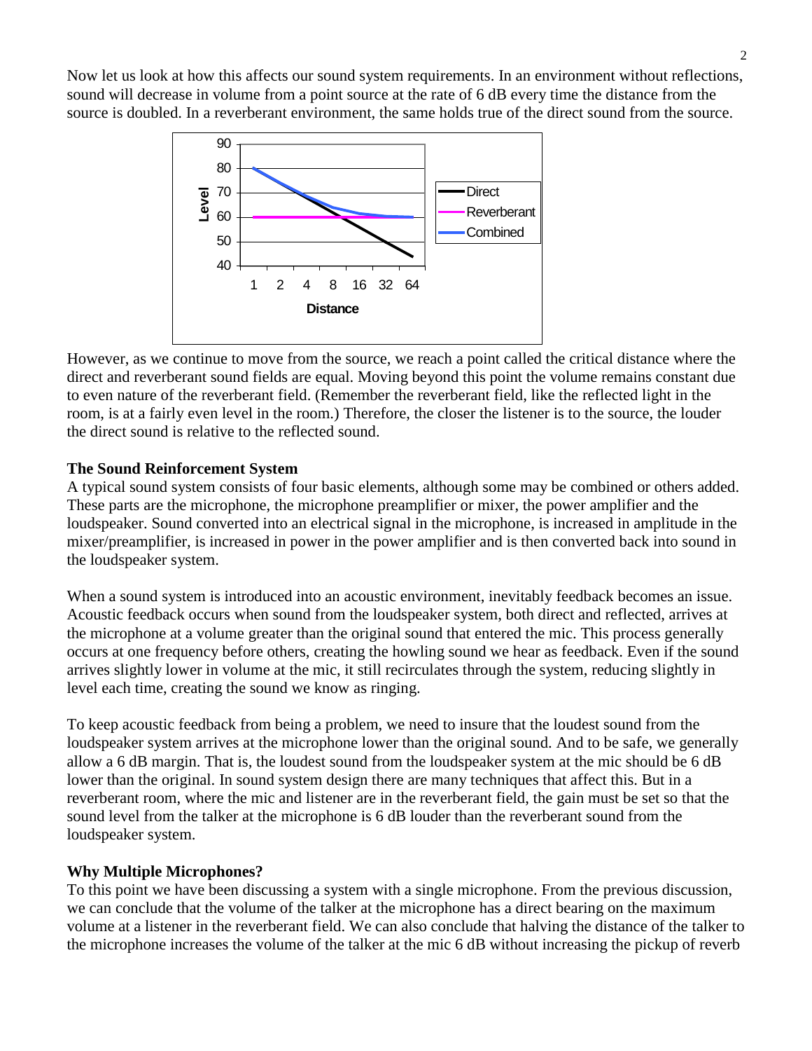Now let us look at how this affects our sound system requirements. In an environment without reflections, sound will decrease in volume from a point source at the rate of 6 dB every time the distance from the source is doubled. In a reverberant environment, the same holds true of the direct sound from the source.

However, as we continue to move from the source, we reach a point called the critical distance where the direct and reverberant sound fields are equal. Moving beyond this point the volume remains constant due to even nature of the reverberant field. (Remember the reverberant field, like the reflected light in the room, is at a fairly even level in the room.) Therefore, the closer the listener is to the source, the louder the direct sound is relative to the reflected sound.

### The Sound Reinforcement System

A typical sound system consists of four basic elements, although some may be combined or others added. These parts are the microphone, the microphone preamplifier or mixer, the power amplifier and the loudspeaker. Sound converted into an electrical signal in the microphone, is increased in amplitude in the mixer/preamplifier, is increased in power in the power amplifier and is then converted back into sound in the loudspeaker system.

When a sound system is introduced into an acoustic environment, inevitably feedback becomes an issue. Acoustic feedback occurs when sound from the loudspeaker system, both direct and reflected, arrives at the microphone at a volume greater than the original sound that entered the mic. This process generally occurs at one frequency before others, creating the howling sound we hear as feedback. Even if the sound arrives slightly lower in volume at the mic, it still recirculates through the system, reducing slightly in level each time, creating the sound we know as ringing.

To keep acoustic feedback from being a problem, we need to insure that the loudest sound from the loudspeaker system arrives at the microphone lower than the original sound. And to be safe, we generally allow a 6 dB margin. That is, the loudest sound from the loudspeaker system at the mic should be 6 dB lower than the original. In sound system design there are many techniques that affect this. But in a reverberant room, where the mic and listener are in the reverberant field, the gain must be set so that the sound level from the talker at the microphone is 6 dB louder than the reverberant sound from the loudspeaker system.

### Why Multiple Microphones?

To this point we have been discussing a system with a single microphone. From the previous discussion, we can conclude that the volume of the talker at the microphone has a direct bearing on the maximum volume at a listener in the reverberant field. We can also conclude that halving the distance of the talker to the microphone increases the volume of the talker at the mic 6 dB without increasing the pickup of reverb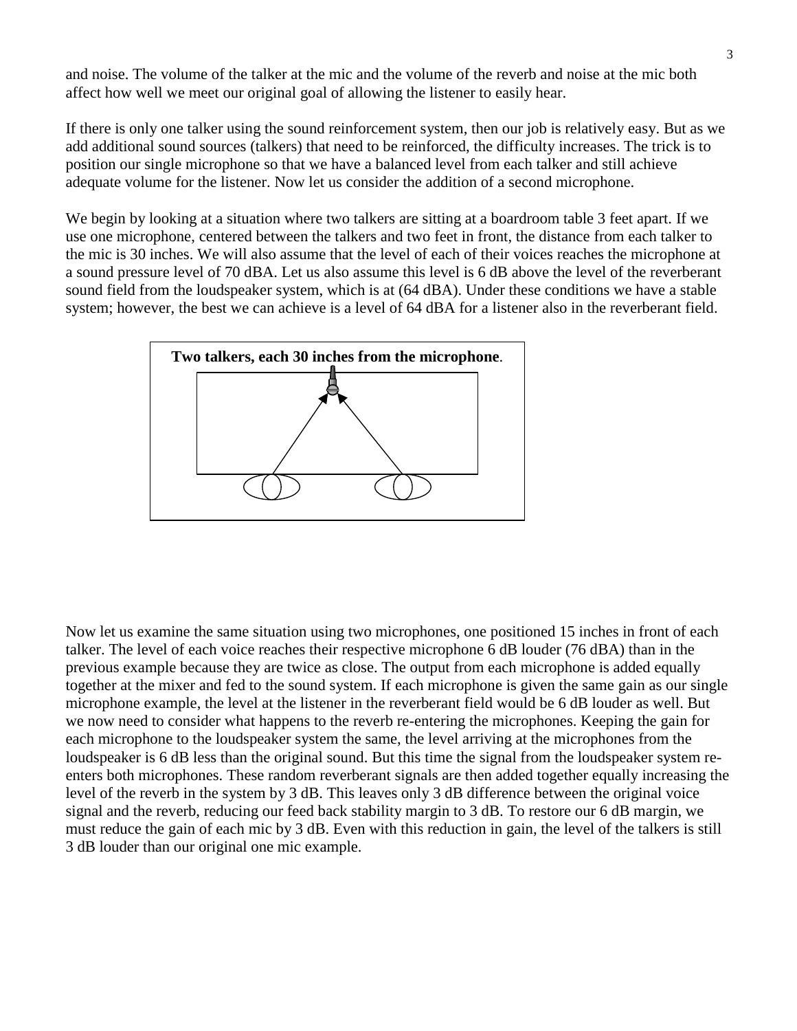and noise. The volume of the talker at the mic and the volume of the reverb and noise at the mic both affect how well we meet our original goal of allowing the listener to easily hear.

If there is only one talker using the sound reinforcement system, then our job is relatively easy. But as we add additional sound sources (talkers) that need to be reinforced, the difficulty increases. The trick is to position our single microphone so that we have a balanced level from each talker and still achieve adequate volume for the listener. Now let us consider the addition of a second microphone.

We begin by looking at a situation where two talkers are sitting at a boardroom table 3 feet apart. If we use one microphone, centered between the talkers and two feet in front, the distance from each talker to the mic is 30 inches. We will also assume that the level of each of their voices reaches the microphone at a sound pressure level of 70 dBA. Let us also assume this level is 6 dB above the level of the reverberant sound field from the loudspeaker system, which is at (64 dBA). Under these conditions we have a stable system; however, the best we can achieve is a level of 64 dBA for a listener also in the reverberant field.

**Two talkers, each 30 inches from the microphone**.

Now let us examine the same situation using two microphones, one positioned 15 inches in front of each talker. The level of each voice reaches their respective microphone 6 dB louder (76 dBA) than in the previous example because they are twice as close. The output from each microphone is added equally together at the mixer and fed to the sound system. If each microphone is given the same gain as our single microphone example, the level at the listener in the reverberant field would be 6 dB louder as well. But we now need to consider what happens to the reverb re-entering the microphones. Keeping the gain for each microphone to the loudspeaker system the same, the level arriving at the microphones from the loudspeaker is 6 dB less than the original sound. But this time the signal from the loudspeaker system re-enters both microphones. These random reverberant signals are then added together equally increasing the level of the reverb in the system by 3 dB. This leaves only 3 dB difference between the original voice signal and the reverb, reducing our feed back stability margin to 3 dB. To restore our 6 dB margin, we must reduce the gain of each mic by 3 dB. Even with this reduction in gain, the level of the talkers is still 3 dB louder than our original one mic example.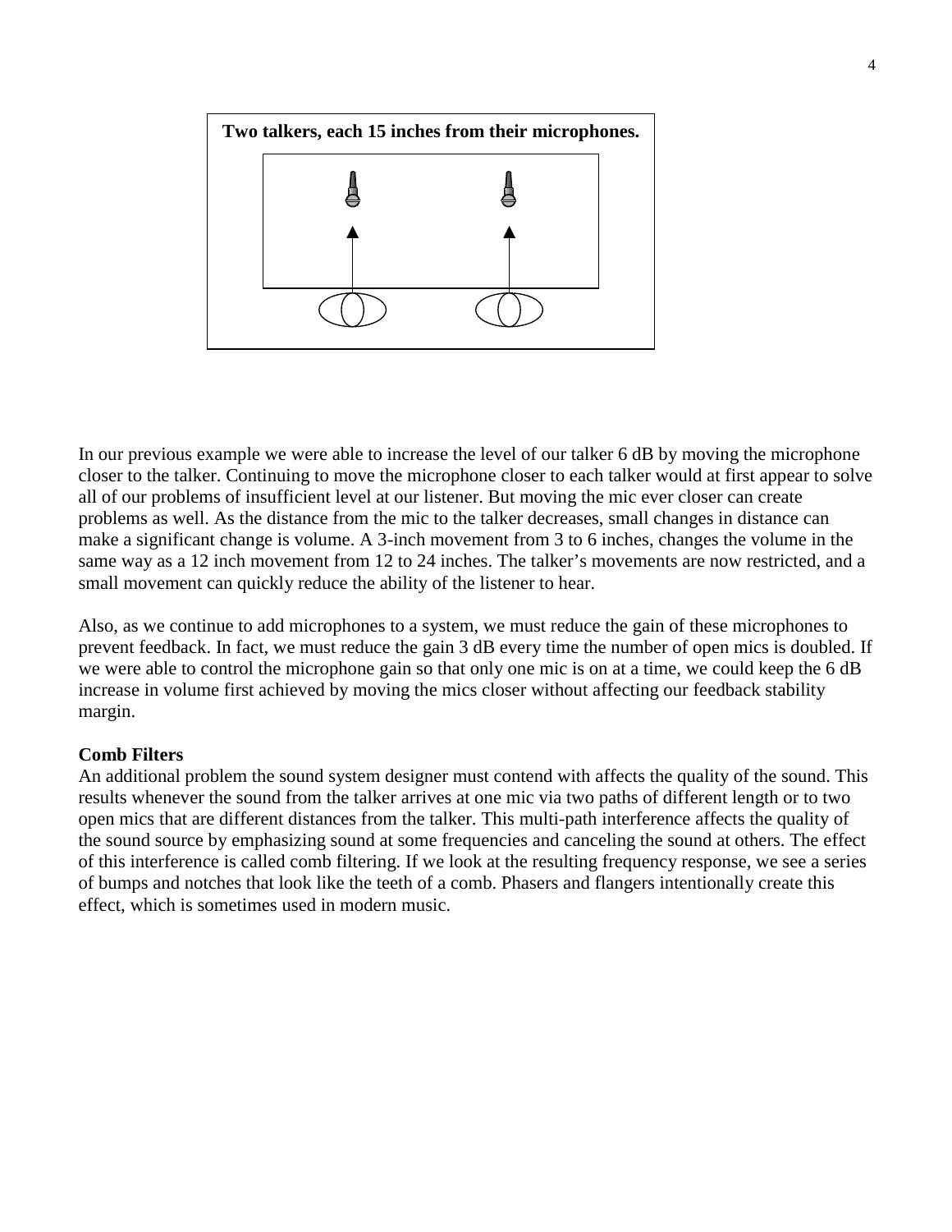**Two talkers, each 15 inches from their microphones.**

In our previous example we were able to increase the level of our talker 6 dB by moving the microphone closer to the talker. Continuing to move the microphone closer to each talker would at first appear to solve all of our problems of insufficient level at our listener. But moving the mic ever closer can create problems as well. As the distance from the mic to the talker decreases, small changes in distance can make a significant change is volume. A 3-inch movement from 3 to 6 inches, changes the volume in the same way as a 12 inch movement from 12 to 24 inches. The talker's movements are now restricted, and a small movement can quickly reduce the ability of the listener to hear.

Also, as we continue to add microphones to a system, we must reduce the gain of these microphones to prevent feedback. In fact, we must reduce the gain 3 dB every time the number of open mics is doubled. If we were able to control the microphone gain so that only one mic is on at a time, we could keep the 6 dB increase in volume first achieved by moving the mics closer without affecting our feedback stability margin.

**Comb Filters**

An additional problem the sound system designer must contend with affects the quality of the sound. This results whenever the sound from the talker arrives at one mic via two paths of different length or to two open mics that are different distances from the talker. This multi-path interference affects the quality of the sound source by emphasizing sound at some frequencies and canceling the sound at others. The effect of this interference is called comb filtering. If we look at the resulting frequency response, we see a series of bumps and notches that look like the teeth of a comb. Phasers and flangers intentionally create this effect, which is sometimes used in modern music.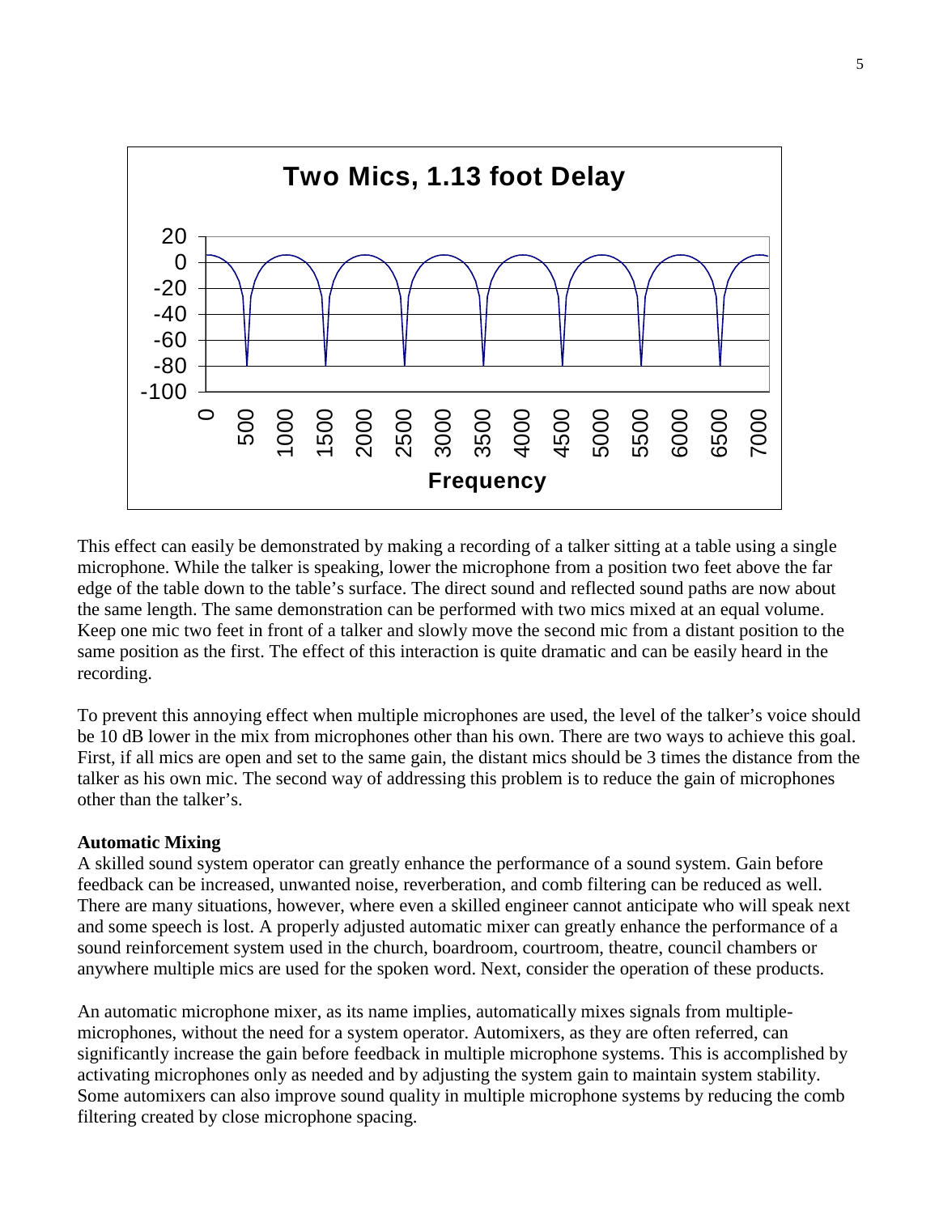This effect can easily be demonstrated by making a recording of a talker sitting at a table using a single microphone. While the talker is speaking, lower the microphone from a position two feet above the far edge of the table down to the table's surface. The direct sound and reflected sound paths are now about the same length. The same demonstration can be performed with two mics mixed at an equal volume. Keep one mic two feet in front of a talker and slowly move the second mic from a distant position to the same position as the first. The effect of this interaction is quite dramatic and can be easily heard in the recording.

To prevent this annoying effect when multiple microphones are used, the level of the talker's voice should be 10 dB lower in the mix from microphones other than his own. There are two ways to achieve this goal. First, if all mics are open and set to the same gain, the distant mics should be 3 times the distance from the talker as his own mic. The second way of addressing this problem is to reduce the gain of microphones other than the talker's.

**Automatic Mixing**

A skilled sound system operator can greatly enhance the performance of a sound system. Gain before feedback can be increased, unwanted noise, reverberation, and comb filtering can be reduced as well. There are many situations, however, where even a skilled engineer cannot anticipate who will speak next and some speech is lost. A properly adjusted automatic mixer can greatly enhance the performance of a sound reinforcement system used in the church, boardroom, courtroom, theatre, council chambers or anywhere multiple mics are used for the spoken word. Next, consider the operation of these products.

An automatic microphone mixer, as its name implies, automatically mixes signals from multiple-microphones, without the need for a system operator. Automixers, as they are often referred, can significantly increase the gain before feedback in multiple microphone systems. This is accomplished by activating microphones only as needed and by adjusting the system gain to maintain system stability. Some automixers can also improve sound quality in multiple microphone systems by reducing the comb filtering created by close microphone spacing.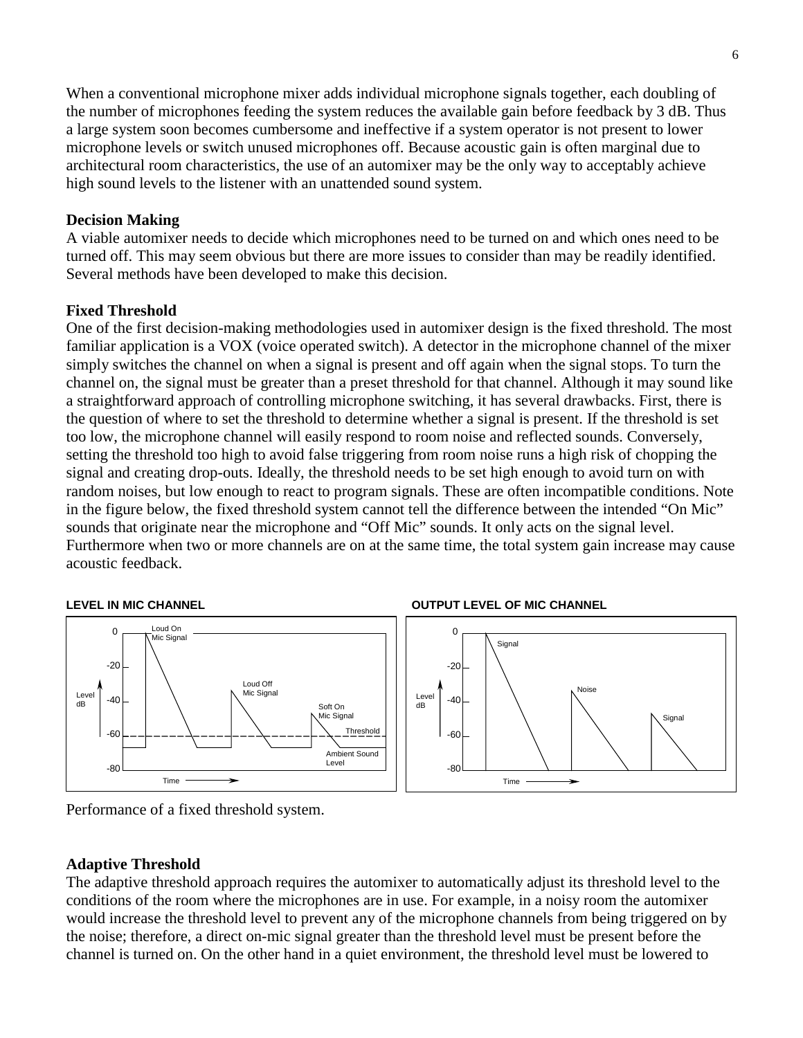When a conventional microphone mixer adds individual microphone signals together, each doubling of the number of microphones feeding the system reduces the available gain before feedback by 3 dB. Thus a large system soon becomes cumbersome and ineffective if a system operator is not present to lower microphone levels or switch unused microphones off. Because acoustic gain is often marginal due to architectural room characteristics, the use of an automixer may be the only way to acceptably achieve high sound levels to the listener with an unattended sound system.

### Decision Making

A viable automixer needs to decide which microphones need to be turned on and which ones need to be turned off. This may seem obvious but there are more issues to consider than may be readily identified. Several methods have been developed to make this decision.

### Fixed Threshold

One of the first decision-making methodologies used in automixer design is the fixed threshold. The most familiar application is a VOX (voice operated switch). A detector in the microphone channel of the mixer simply switches the channel on when a signal is present and off again when the signal stops. To turn the channel on, the signal must be greater than a preset threshold for that channel. Although it may sound like a straightforward approach of controlling microphone switching, it has several drawbacks. First, there is the question of where to set the threshold to determine whether a signal is present. If the threshold is set too low, the microphone channel will easily respond to room noise and reflected sounds. Conversely, setting the threshold too high to avoid false triggering from room noise runs a high risk of chopping the signal and creating drop-outs. Ideally, the threshold needs to be set high enough to avoid turn on with random noises, but low enough to react to program signals. These are often incompatible conditions. Note in the figure below, the fixed threshold system cannot tell the difference between the intended "On Mic" sounds that originate near the microphone and "Off Mic" sounds. It only acts on the signal level. Furthermore when two or more channels are on at the same time, the total system gain increase may cause acoustic feedback.

Performance of a fixed threshold system.

### Adaptive Threshold

The adaptive threshold approach requires the automixer to automatically adjust its threshold level to the conditions of the room where the microphones are in use. For example, in a noisy room the automixer would increase the threshold level to prevent any of the microphone channels from being triggered on by the noise; therefore, a direct on-mic signal greater than the threshold level must be present before the channel is turned on. On the other hand in a quiet environment, the threshold level must be lowered to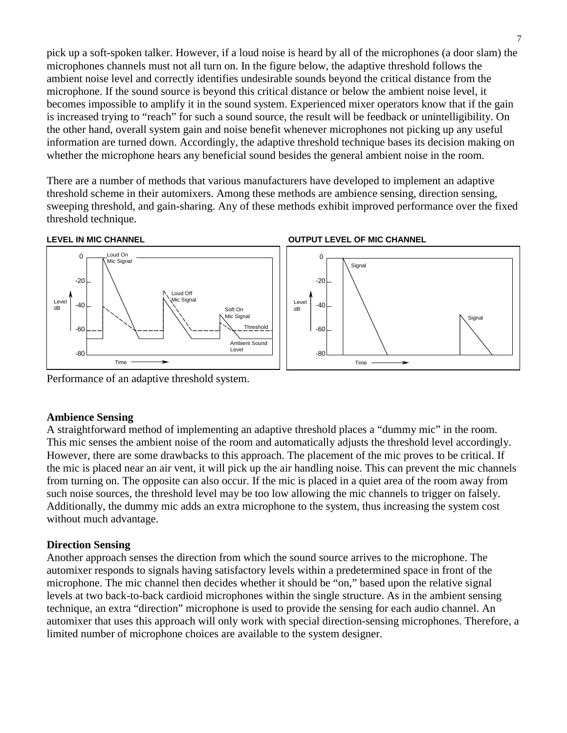pick up a soft-spoken talker. However, if a loud noise is heard by all of the microphones (a door slam) the microphones channels must not all turn on. In the figure below, the adaptive threshold follows the ambient noise level and correctly identifies undesirable sounds beyond the critical distance from the microphone. If the sound source is beyond this critical distance or below the ambient noise level, it becomes impossible to amplify it in the sound system. Experienced mixer operators know that if the gain is increased trying to "reach" for such a sound source, the result will be feedback or unintelligibility. On the other hand, overall system gain and noise benefit whenever microphones not picking up any useful information are turned down. Accordingly, the adaptive threshold technique bases its decision making on whether the microphone hears any beneficial sound besides the general ambient noise in the room.

There are a number of methods that various manufacturers have developed to implement an adaptive threshold scheme in their automixers. Among these methods are ambience sensing, direction sensing, sweeping threshold, and gain-sharing. Any of these methods exhibit improved performance over the fixed threshold technique.

Performance of an adaptive threshold system.

**Ambience Sensing**

A straightforward method of implementing an adaptive threshold places a "dummy mic" in the room. This mic senses the ambient noise of the room and automatically adjusts the threshold level accordingly. However, there are some drawbacks to this approach. The placement of the mic proves to be critical. If the mic is placed near an air vent, it will pick up the air handling noise. This can prevent the mic channels from turning on. The opposite can also occur. If the mic is placed in a quiet area of the room away from such noise sources, the threshold level may be too low allowing the mic channels to trigger on falsely. Additionally, the dummy mic adds an extra microphone to the system, thus increasing the system cost without much advantage.

**Direction Sensing**

Another approach senses the direction from which the sound source arrives to the microphone. The automixer responds to signals having satisfactory levels within a predetermined space in front of the microphone. The mic channel then decides whether it should be "on," based upon the relative signal levels at two back-to-back cardioid microphones within the single structure. As in the ambient sensing technique, an extra "direction" microphone is used to provide the sensing for each audio channel. An automixer that uses this approach will only work with special direction-sensing microphones. Therefore, a limited number of microphone choices are available to the system designer.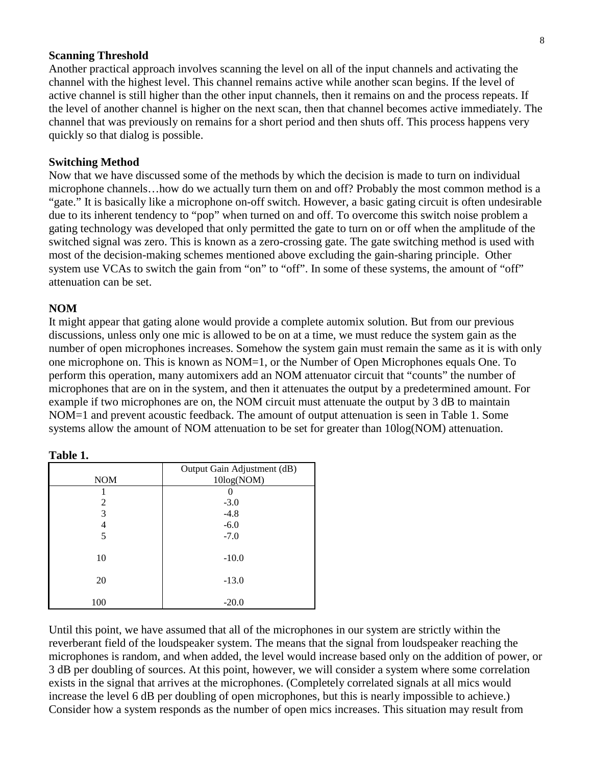**Scanning Threshold**

Another practical approach involves scanning the level on all of the input channels and activating the channel with the highest level. This channel remains active while another scan begins. If the level of active channel is still higher than the other input channels, then it remains on and the process repeats. If the level of another channel is higher on the next scan, then that channel becomes active immediately. The channel that was previously on remains for a short period and then shuts off. This process happens very quickly so that dialog is possible.

**Switching Method**

Now that we have discussed some of the methods by which the decision is made to turn on individual microphone channels…how do we actually turn them on and off? Probably the most common method is a "gate." It is basically like a microphone on-off switch. However, a basic gating circuit is often undesirable due to its inherent tendency to "pop" when turned on and off. To overcome this switch noise problem a gating technology was developed that only permitted the gate to turn on or off when the amplitude of the switched signal was zero. This is known as a zero-crossing gate. The gate switching method is used with most of the decision-making schemes mentioned above excluding the gain-sharing principle. Other system use VCAs to switch the gain from "on" to "off". In some of these systems, the amount of "off" attenuation can be set.

**NOM**

It might appear that gating alone would provide a complete automix solution. But from our previous discussions, unless only one mic is allowed to be on at a time, we must reduce the system gain as the number of open microphones increases. Somehow the system gain must remain the same as it is with only one microphone on. This is known as NOM=1, or the Number of Open Microphones equals One. To perform this operation, many automixers add an NOM attenuator circuit that "counts" the number of microphones that are on in the system, and then it attenuates the output by a predetermined amount. For example if two microphones are on, the NOM circuit must attenuate the output by 3 dB to maintain NOM=1 and prevent acoustic feedback. The amount of output attenuation is seen in Table 1. Some systems allow the amount of NOM attenuation to be set for greater than 10log(NOM) attenuation.

**Table 1.**

| NOM | Output Gain Adjustment (dB) 10log(NOM) |
|---|---|
| 1 | 0 |
| 2 | -3.0 |
| 3 | -4.8 |
| 4 | -6.0 |
| 5 | -7.0 |
| 10 | -10.0 |
| 20 | -13.0 |
| 100 | -20.0 |

Until this point, we have assumed that all of the microphones in our system are strictly within the reverberant field of the loudspeaker system. The means that the signal from loudspeaker reaching the microphones is random, and when added, the level would increase based only on the addition of power, or 3 dB per doubling of sources. At this point, however, we will consider a system where some correlation exists in the signal that arrives at the microphones. (Completely correlated signals at all mics would increase the level 6 dB per doubling of open microphones, but this is nearly impossible to achieve.) Consider how a system responds as the number of open mics increases. This situation may result from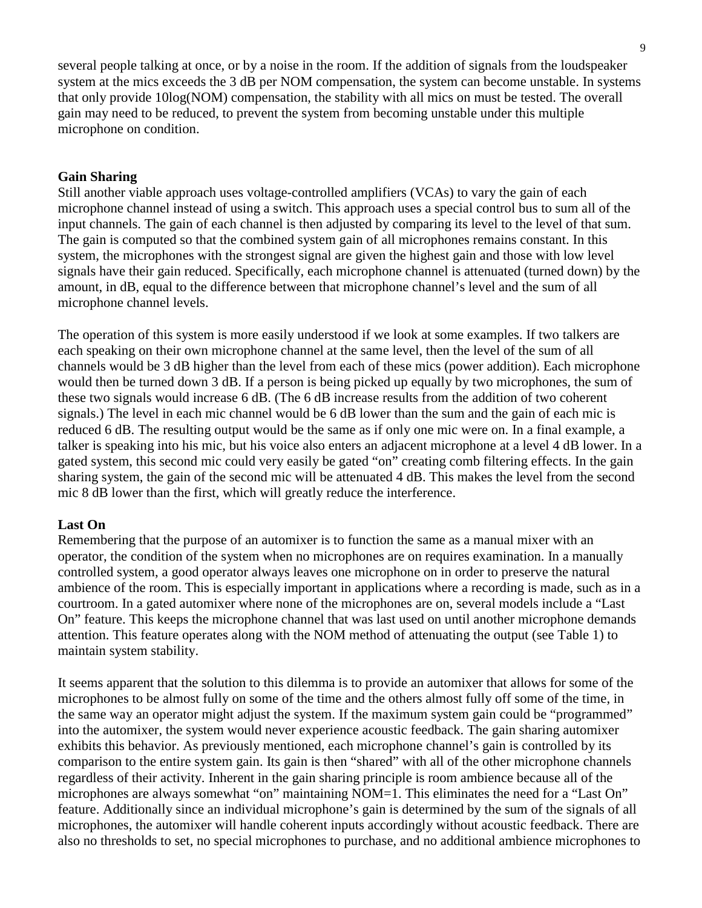several people talking at once, or by a noise in the room. If the addition of signals from the loudspeaker system at the mics exceeds the 3 dB per NOM compensation, the system can become unstable. In systems that only provide 10log(NOM) compensation, the stability with all mics on must be tested. The overall gain may need to be reduced, to prevent the system from becoming unstable under this multiple microphone on condition.

**Gain Sharing**

Still another viable approach uses voltage-controlled amplifiers (VCAs) to vary the gain of each microphone channel instead of using a switch. This approach uses a special control bus to sum all of the input channels. The gain of each channel is then adjusted by comparing its level to the level of that sum. The gain is computed so that the combined system gain of all microphones remains constant. In this system, the microphones with the strongest signal are given the highest gain and those with low level signals have their gain reduced. Specifically, each microphone channel is attenuated (turned down) by the amount, in dB, equal to the difference between that microphone channel's level and the sum of all microphone channel levels.

The operation of this system is more easily understood if we look at some examples. If two talkers are each speaking on their own microphone channel at the same level, then the level of the sum of all channels would be 3 dB higher than the level from each of these mics (power addition). Each microphone would then be turned down 3 dB. If a person is being picked up equally by two microphones, the sum of these two signals would increase 6 dB. (The 6 dB increase results from the addition of two coherent signals.) The level in each mic channel would be 6 dB lower than the sum and the gain of each mic is reduced 6 dB. The resulting output would be the same as if only one mic were on. In a final example, a talker is speaking into his mic, but his voice also enters an adjacent microphone at a level 4 dB lower. In a gated system, this second mic could very easily be gated "on" creating comb filtering effects. In the gain sharing system, the gain of the second mic will be attenuated 4 dB. This makes the level from the second mic 8 dB lower than the first, which will greatly reduce the interference.

**Last On**

Remembering that the purpose of an automixer is to function the same as a manual mixer with an operator, the condition of the system when no microphones are on requires examination. In a manually controlled system, a good operator always leaves one microphone on in order to preserve the natural ambience of the room. This is especially important in applications where a recording is made, such as in a courtroom. In a gated automixer where none of the microphones are on, several models include a "Last On" feature. This keeps the microphone channel that was last used on until another microphone demands attention. This feature operates along with the NOM method of attenuating the output (see Table 1) to maintain system stability.

It seems apparent that the solution to this dilemma is to provide an automixer that allows for some of the microphones to be almost fully on some of the time and the others almost fully off some of the time, in the same way an operator might adjust the system. If the maximum system gain could be "programmed" into the automixer, the system would never experience acoustic feedback. The gain sharing automixer exhibits this behavior. As previously mentioned, each microphone channel's gain is controlled by its comparison to the entire system gain. Its gain is then "shared" with all of the other microphone channels regardless of their activity. Inherent in the gain sharing principle is room ambience because all of the microphones are always somewhat "on" maintaining NOM=1. This eliminates the need for a "Last On" feature. Additionally since an individual microphone's gain is determined by the sum of the signals of all microphones, the automixer will handle coherent inputs accordingly without acoustic feedback. There are also no thresholds to set, no special microphones to purchase, and no additional ambience microphones to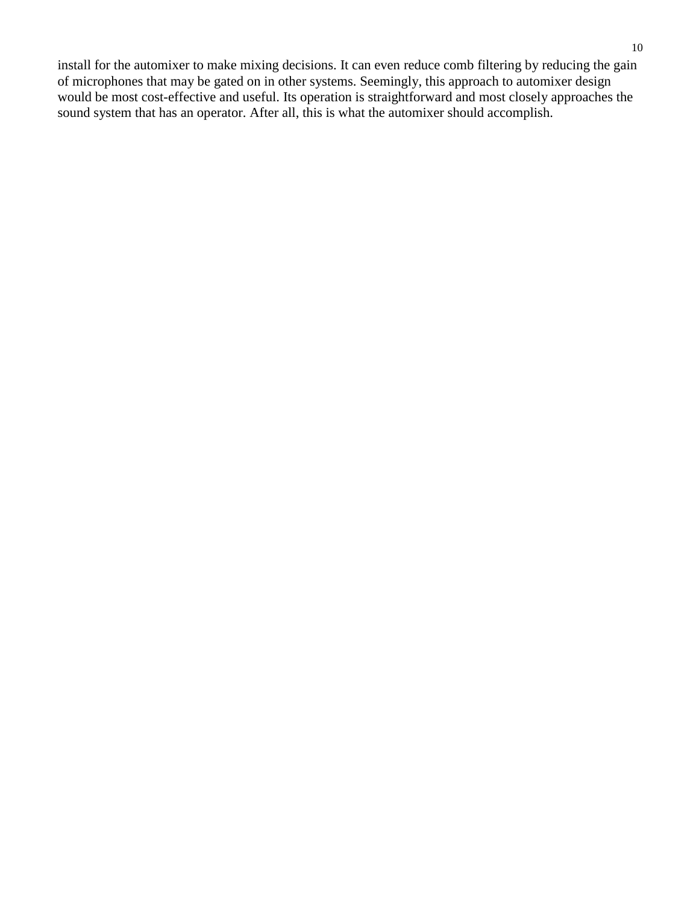install for the automixer to make mixing decisions. It can even reduce comb filtering by reducing the gain of microphones that may be gated on in other systems. Seemingly, this approach to automixer design would be most cost-effective and useful. Its operation is straightforward and most closely approaches the sound system that has an operator. After all, this is what the automixer should accomplish.